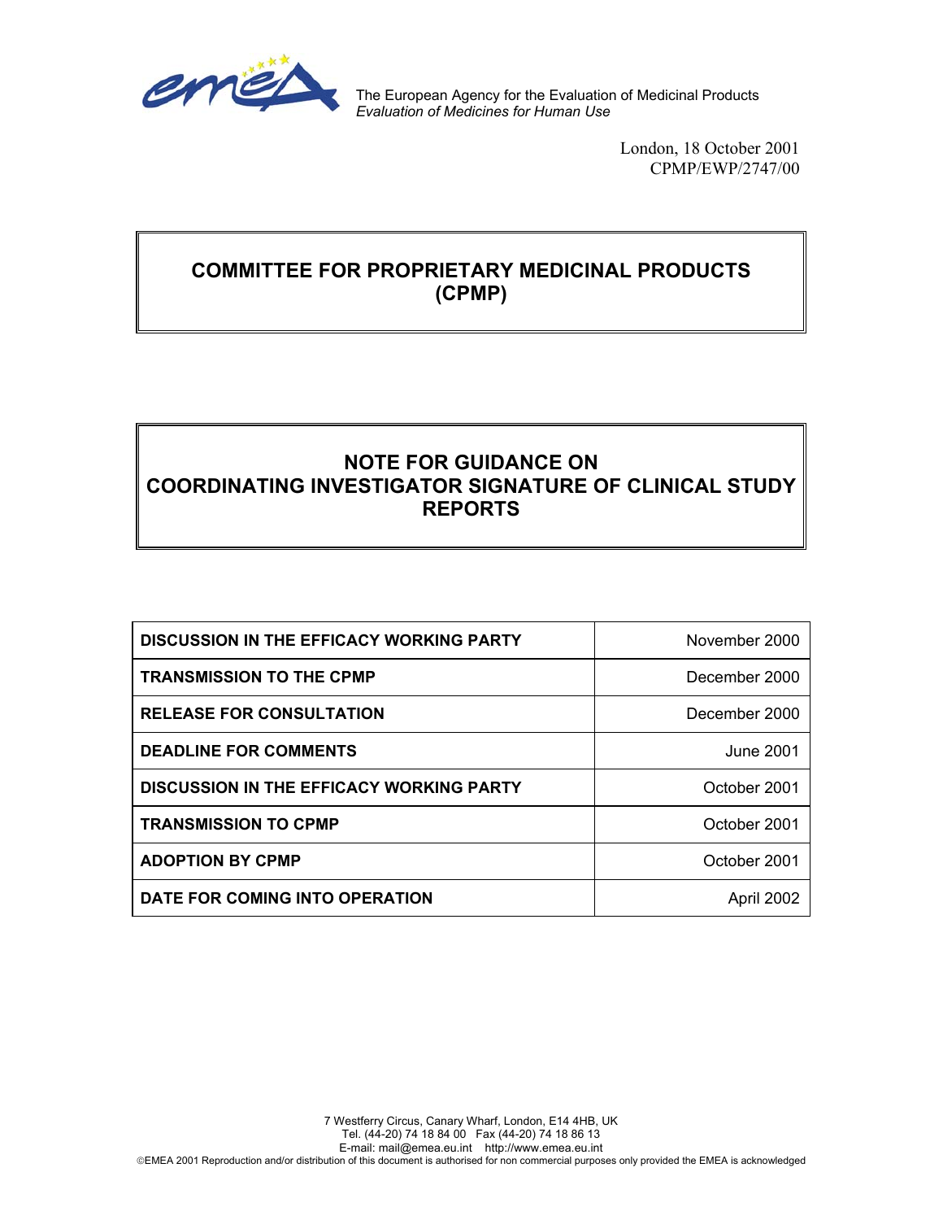The European Agency for the Evaluation of Medicinal Products
*Evaluation of Medicines for Human Use*

London, 18 October 2001
CPMP/EWP/2747/00

# COMMITTEE FOR PROPRIETARY MEDICINAL PRODUCTS (CPMP)

# NOTE FOR GUIDANCE ON COORDINATING INVESTIGATOR SIGNATURE OF CLINICAL STUDY REPORTS

| | |
|---|---|
| **DISCUSSION IN THE EFFICACY WORKING PARTY** | November 2000 |
| **TRANSMISSION TO THE CPMP** | December 2000 |
| **RELEASE FOR CONSULTATION** | December 2000 |
| **DEADLINE FOR COMMENTS** | June 2001 |
| **DISCUSSION IN THE EFFICACY WORKING PARTY** | October 2001 |
| **TRANSMISSION TO CPMP** | October 2001 |
| **ADOPTION BY CPMP** | October 2001 |
| **DATE FOR COMING INTO OPERATION** | April 2002 |

7 Westferry Circus, Canary Wharf, London, E14 4HB, UK
Tel. (44-20) 74 18 84 00 Fax (44-20) 74 18 86 13
E-mail: mail@emea.eu.int http://www.emea.eu.int
©EMEA 2001 Reproduction and/or distribution of this document is authorised for non commercial purposes only provided the EMEA is acknowledged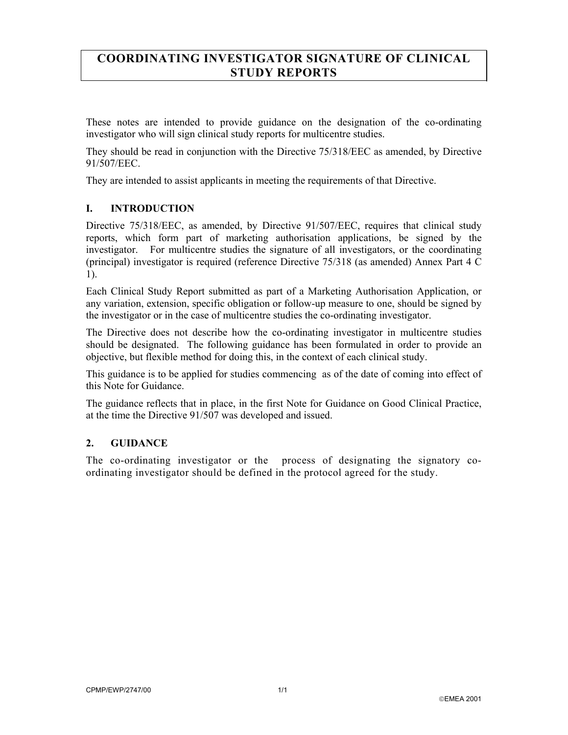# COORDINATING INVESTIGATOR SIGNATURE OF CLINICAL STUDY REPORTS

These notes are intended to provide guidance on the designation of the co-ordinating investigator who will sign clinical study reports for multicentre studies.

They should be read in conjunction with the Directive 75/318/EEC as amended, by Directive 91/507/EEC.

They are intended to assist applicants in meeting the requirements of that Directive.

## I. INTRODUCTION

Directive 75/318/EEC, as amended, by Directive 91/507/EEC, requires that clinical study reports, which form part of marketing authorisation applications, be signed by the investigator. For multicentre studies the signature of all investigators, or the coordinating (principal) investigator is required (reference Directive 75/318 (as amended) Annex Part 4 C 1).

Each Clinical Study Report submitted as part of a Marketing Authorisation Application, or any variation, extension, specific obligation or follow-up measure to one, should be signed by the investigator or in the case of multicentre studies the co-ordinating investigator.

The Directive does not describe how the co-ordinating investigator in multicentre studies should be designated. The following guidance has been formulated in order to provide an objective, but flexible method for doing this, in the context of each clinical study.

This guidance is to be applied for studies commencing as of the date of coming into effect of this Note for Guidance.

The guidance reflects that in place, in the first Note for Guidance on Good Clinical Practice, at the time the Directive 91/507 was developed and issued.

## 2. GUIDANCE

The co-ordinating investigator or the process of designating the signatory co-ordinating investigator should be defined in the protocol agreed for the study.